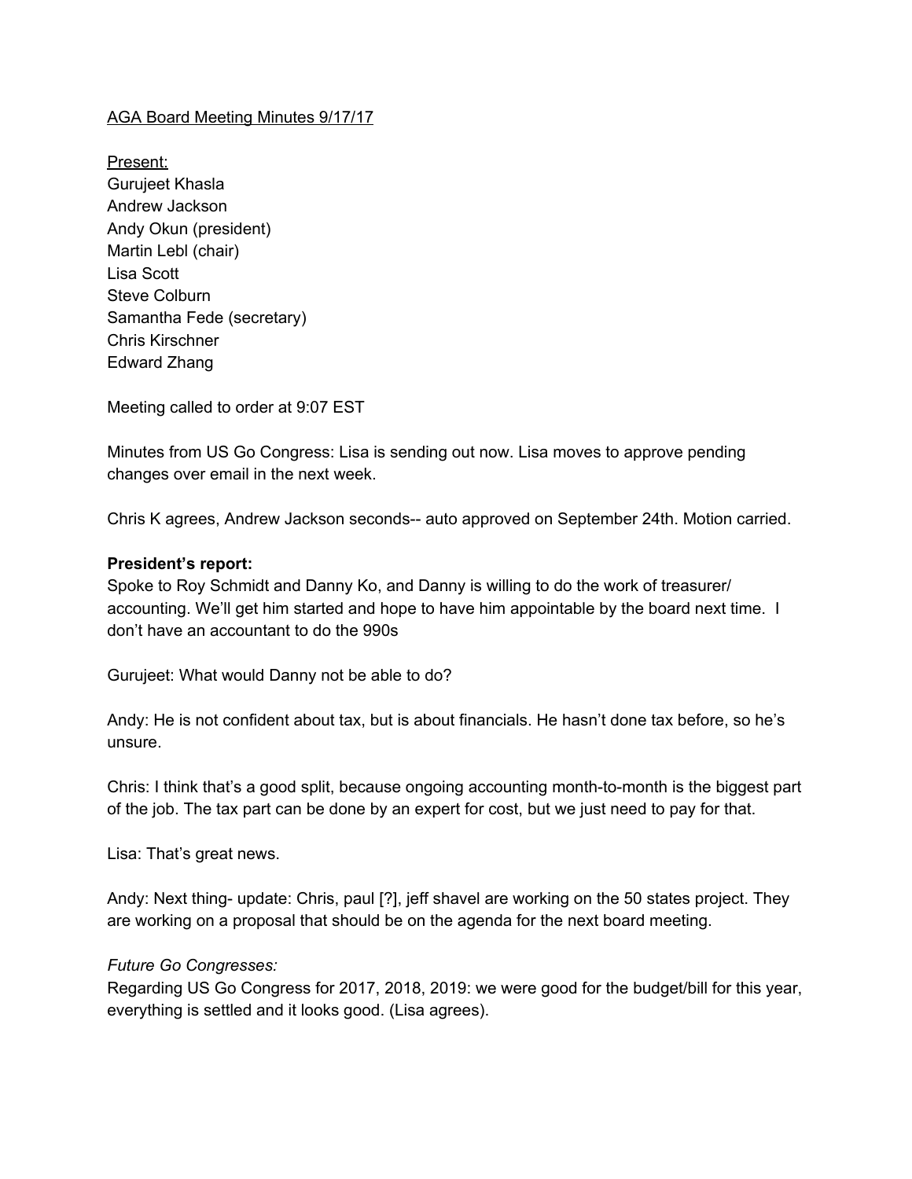AGA Board Meeting Minutes 9/17/17

Present:
Gurujeet Khasla
Andrew Jackson
Andy Okun (president)
Martin Lebl (chair)
Lisa Scott
Steve Colburn
Samantha Fede (secretary)
Chris Kirschner
Edward Zhang

Meeting called to order at 9:07 EST

Minutes from US Go Congress: Lisa is sending out now. Lisa moves to approve pending changes over email in the next week.

Chris K agrees, Andrew Jackson seconds-- auto approved on September 24th. Motion carried.

**President's report:**
Spoke to Roy Schmidt and Danny Ko, and Danny is willing to do the work of treasurer/ accounting. We'll get him started and hope to have him appointable by the board next time. I don't have an accountant to do the 990s

Gurujeet: What would Danny not be able to do?

Andy: He is not confident about tax, but is about financials. He hasn't done tax before, so he's unsure.

Chris: I think that's a good split, because ongoing accounting month-to-month is the biggest part of the job. The tax part can be done by an expert for cost, but we just need to pay for that.

Lisa: That's great news.

Andy: Next thing- update: Chris, paul [?], jeff shavel are working on the 50 states project. They are working on a proposal that should be on the agenda for the next board meeting.

*Future Go Congresses:*
Regarding US Go Congress for 2017, 2018, 2019: we were good for the budget/bill for this year, everything is settled and it looks good. (Lisa agrees).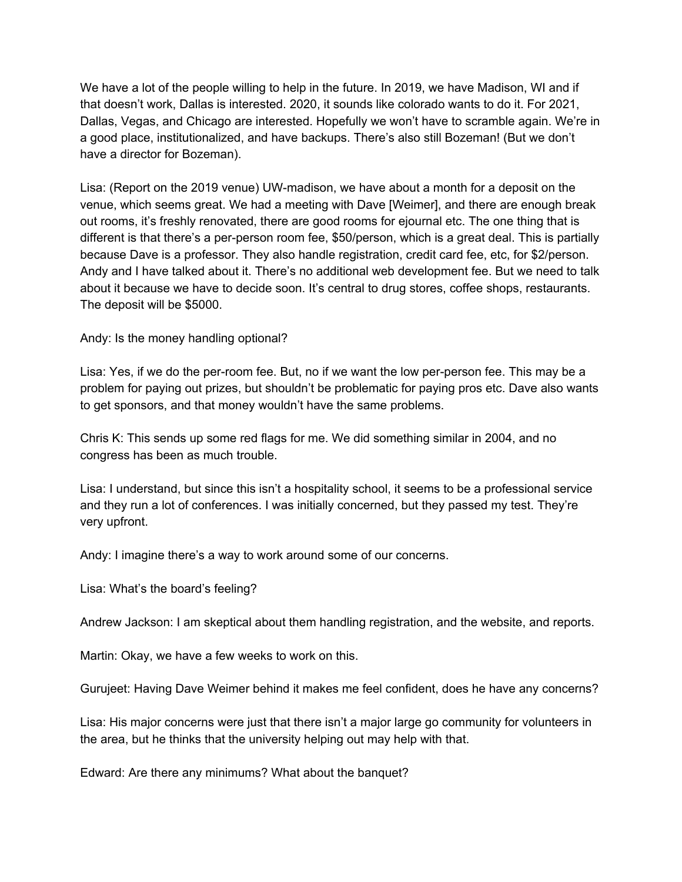We have a lot of the people willing to help in the future. In 2019, we have Madison, WI and if that doesn't work, Dallas is interested. 2020, it sounds like colorado wants to do it. For 2021, Dallas, Vegas, and Chicago are interested. Hopefully we won't have to scramble again. We're in a good place, institutionalized, and have backups. There's also still Bozeman! (But we don't have a director for Bozeman).

Lisa: (Report on the 2019 venue) UW-madison, we have about a month for a deposit on the venue, which seems great. We had a meeting with Dave [Weimer], and there are enough break out rooms, it's freshly renovated, there are good rooms for ejournal etc. The one thing that is different is that there's a per-person room fee, $50/person, which is a great deal. This is partially because Dave is a professor. They also handle registration, credit card fee, etc, for $2/person. Andy and I have talked about it. There's no additional web development fee. But we need to talk about it because we have to decide soon. It's central to drug stores, coffee shops, restaurants. The deposit will be $5000.

Andy: Is the money handling optional?

Lisa: Yes, if we do the per-room fee. But, no if we want the low per-person fee. This may be a problem for paying out prizes, but shouldn't be problematic for paying pros etc. Dave also wants to get sponsors, and that money wouldn't have the same problems.

Chris K: This sends up some red flags for me. We did something similar in 2004, and no congress has been as much trouble.

Lisa: I understand, but since this isn't a hospitality school, it seems to be a professional service and they run a lot of conferences. I was initially concerned, but they passed my test. They're very upfront.

Andy: I imagine there's a way to work around some of our concerns.

Lisa: What's the board's feeling?

Andrew Jackson: I am skeptical about them handling registration, and the website, and reports.

Martin: Okay, we have a few weeks to work on this.

Gurujeet: Having Dave Weimer behind it makes me feel confident, does he have any concerns?

Lisa: His major concerns were just that there isn't a major large go community for volunteers in the area, but he thinks that the university helping out may help with that.

Edward: Are there any minimums? What about the banquet?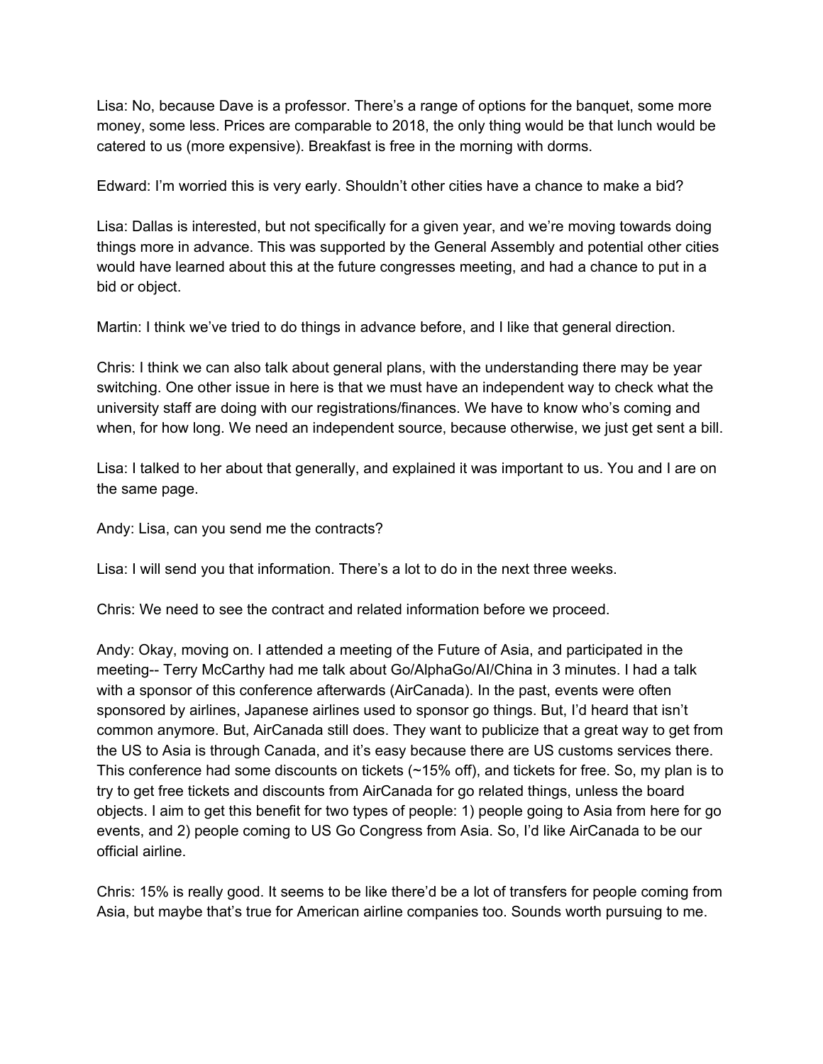Lisa: No, because Dave is a professor. There's a range of options for the banquet, some more money, some less. Prices are comparable to 2018, the only thing would be that lunch would be catered to us (more expensive). Breakfast is free in the morning with dorms.

Edward: I'm worried this is very early. Shouldn't other cities have a chance to make a bid?

Lisa: Dallas is interested, but not specifically for a given year, and we're moving towards doing things more in advance. This was supported by the General Assembly and potential other cities would have learned about this at the future congresses meeting, and had a chance to put in a bid or object.

Martin: I think we've tried to do things in advance before, and I like that general direction.

Chris: I think we can also talk about general plans, with the understanding there may be year switching. One other issue in here is that we must have an independent way to check what the university staff are doing with our registrations/finances. We have to know who's coming and when, for how long. We need an independent source, because otherwise, we just get sent a bill.

Lisa: I talked to her about that generally, and explained it was important to us. You and I are on the same page.

Andy: Lisa, can you send me the contracts?

Lisa: I will send you that information. There's a lot to do in the next three weeks.

Chris: We need to see the contract and related information before we proceed.

Andy: Okay, moving on. I attended a meeting of the Future of Asia, and participated in the meeting-- Terry McCarthy had me talk about Go/AlphaGo/AI/China in 3 minutes. I had a talk with a sponsor of this conference afterwards (AirCanada). In the past, events were often sponsored by airlines, Japanese airlines used to sponsor go things. But, I'd heard that isn't common anymore. But, AirCanada still does. They want to publicize that a great way to get from the US to Asia is through Canada, and it's easy because there are US customs services there. This conference had some discounts on tickets (~15% off), and tickets for free. So, my plan is to try to get free tickets and discounts from AirCanada for go related things, unless the board objects. I aim to get this benefit for two types of people: 1) people going to Asia from here for go events, and 2) people coming to US Go Congress from Asia. So, I'd like AirCanada to be our official airline.

Chris: 15% is really good. It seems to be like there'd be a lot of transfers for people coming from Asia, but maybe that's true for American airline companies too. Sounds worth pursuing to me.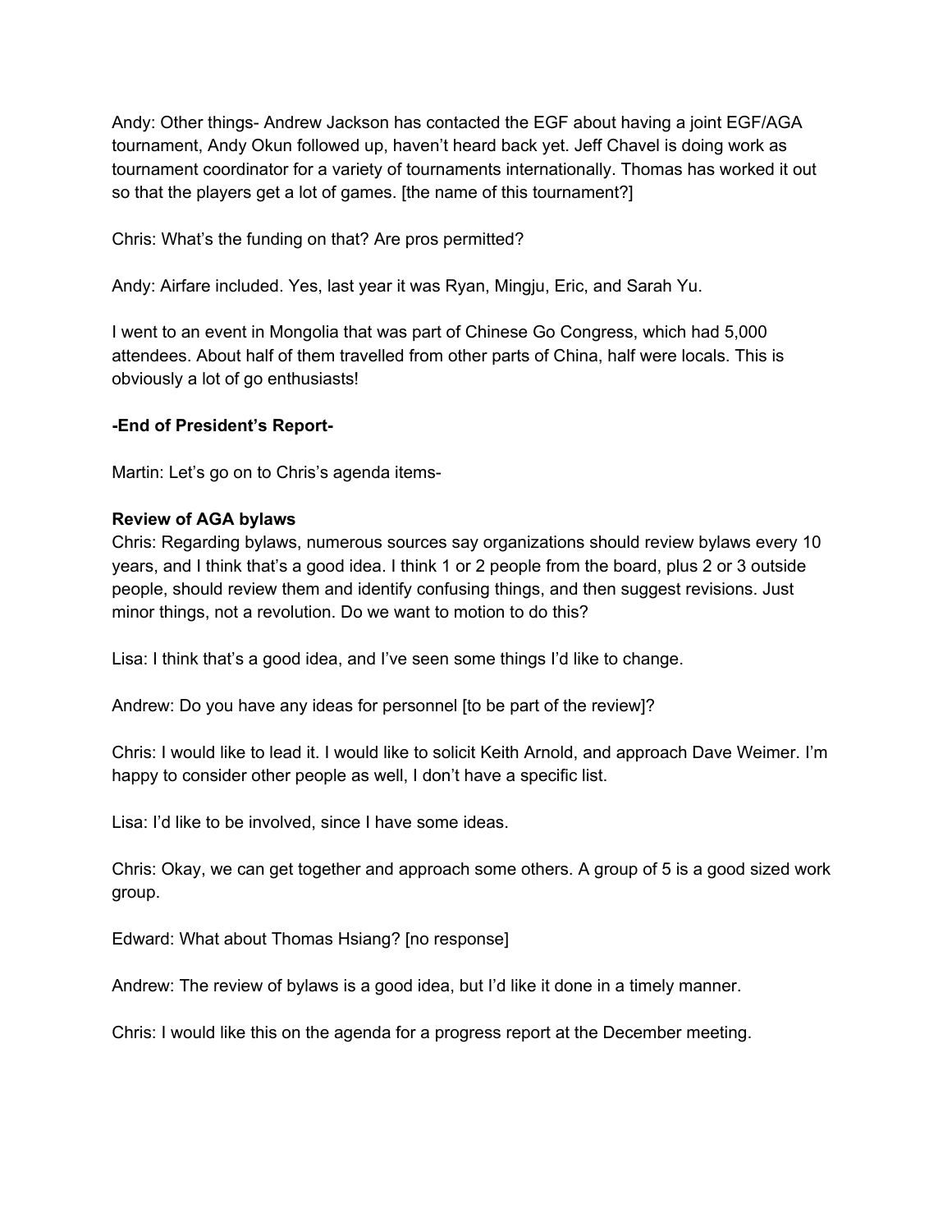Andy: Other things- Andrew Jackson has contacted the EGF about having a joint EGF/AGA tournament, Andy Okun followed up, haven't heard back yet. Jeff Chavel is doing work as tournament coordinator for a variety of tournaments internationally. Thomas has worked it out so that the players get a lot of games. [the name of this tournament?]

Chris: What's the funding on that? Are pros permitted?

Andy: Airfare included. Yes, last year it was Ryan, Mingju, Eric, and Sarah Yu.

I went to an event in Mongolia that was part of Chinese Go Congress, which had 5,000 attendees. About half of them travelled from other parts of China, half were locals. This is obviously a lot of go enthusiasts!

**-End of President's Report-**

Martin: Let's go on to Chris's agenda items-

**Review of AGA bylaws**

Chris: Regarding bylaws, numerous sources say organizations should review bylaws every 10 years, and I think that's a good idea. I think 1 or 2 people from the board, plus 2 or 3 outside people, should review them and identify confusing things, and then suggest revisions. Just minor things, not a revolution. Do we want to motion to do this?

Lisa: I think that's a good idea, and I've seen some things I'd like to change.

Andrew: Do you have any ideas for personnel [to be part of the review]?

Chris: I would like to lead it. I would like to solicit Keith Arnold, and approach Dave Weimer. I'm happy to consider other people as well, I don't have a specific list.

Lisa: I'd like to be involved, since I have some ideas.

Chris: Okay, we can get together and approach some others. A group of 5 is a good sized work group.

Edward: What about Thomas Hsiang? [no response]

Andrew: The review of bylaws is a good idea, but I'd like it done in a timely manner.

Chris: I would like this on the agenda for a progress report at the December meeting.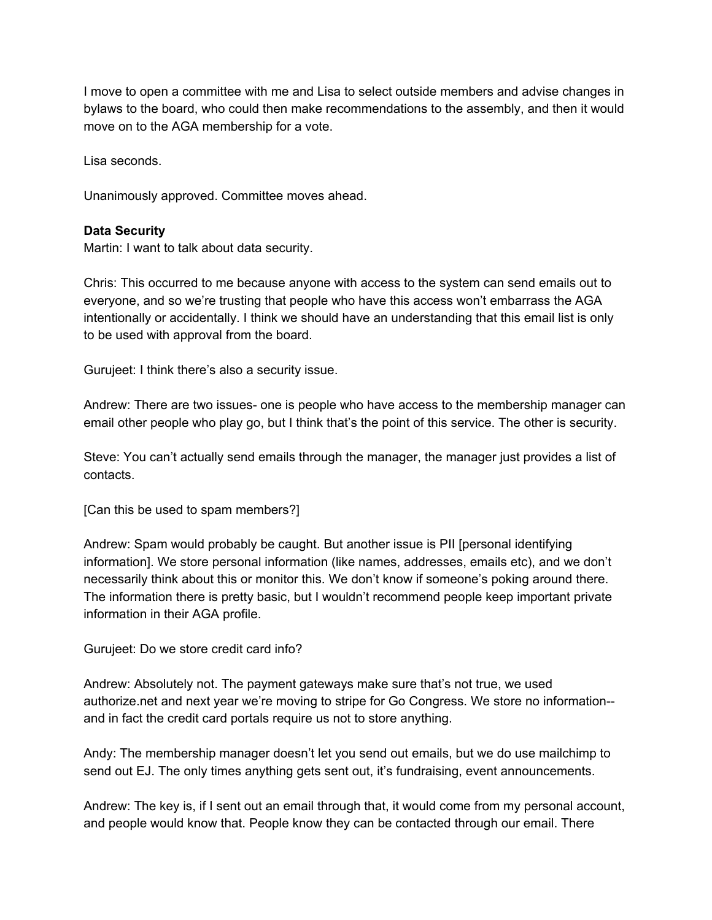I move to open a committee with me and Lisa to select outside members and advise changes in bylaws to the board, who could then make recommendations to the assembly, and then it would move on to the AGA membership for a vote.

Lisa seconds.

Unanimously approved. Committee moves ahead.

**Data Security**
Martin: I want to talk about data security.

Chris: This occurred to me because anyone with access to the system can send emails out to everyone, and so we're trusting that people who have this access won't embarrass the AGA intentionally or accidentally. I think we should have an understanding that this email list is only to be used with approval from the board.

Gurujeet: I think there's also a security issue.

Andrew: There are two issues- one is people who have access to the membership manager can email other people who play go, but I think that's the point of this service. The other is security.

Steve: You can't actually send emails through the manager, the manager just provides a list of contacts.

[Can this be used to spam members?]

Andrew: Spam would probably be caught. But another issue is PII [personal identifying information]. We store personal information (like names, addresses, emails etc), and we don't necessarily think about this or monitor this. We don't know if someone's poking around there. The information there is pretty basic, but I wouldn't recommend people keep important private information in their AGA profile.

Gurujeet: Do we store credit card info?

Andrew: Absolutely not. The payment gateways make sure that's not true, we used authorize.net and next year we're moving to stripe for Go Congress. We store no information--and in fact the credit card portals require us not to store anything.

Andy: The membership manager doesn't let you send out emails, but we do use mailchimp to send out EJ. The only times anything gets sent out, it's fundraising, event announcements.

Andrew: The key is, if I sent out an email through that, it would come from my personal account, and people would know that. People know they can be contacted through our email. There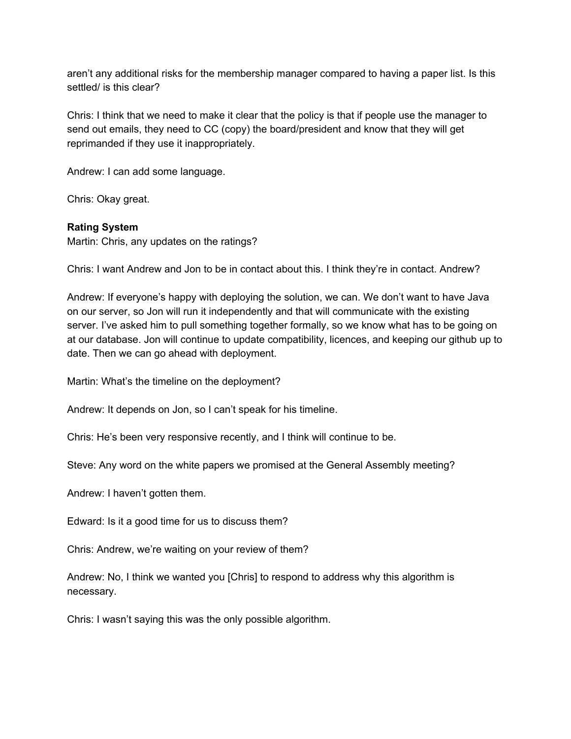aren't any additional risks for the membership manager compared to having a paper list. Is this settled/ is this clear?

Chris: I think that we need to make it clear that the policy is that if people use the manager to send out emails, they need to CC (copy) the board/president and know that they will get reprimanded if they use it inappropriately.

Andrew: I can add some language.

Chris: Okay great.

**Rating System**

Martin: Chris, any updates on the ratings?

Chris: I want Andrew and Jon to be in contact about this. I think they're in contact. Andrew?

Andrew: If everyone's happy with deploying the solution, we can. We don't want to have Java on our server, so Jon will run it independently and that will communicate with the existing server. I've asked him to pull something together formally, so we know what has to be going on at our database. Jon will continue to update compatibility, licences, and keeping our github up to date. Then we can go ahead with deployment.

Martin: What's the timeline on the deployment?

Andrew: It depends on Jon, so I can't speak for his timeline.

Chris: He's been very responsive recently, and I think will continue to be.

Steve: Any word on the white papers we promised at the General Assembly meeting?

Andrew: I haven't gotten them.

Edward: Is it a good time for us to discuss them?

Chris: Andrew, we're waiting on your review of them?

Andrew: No, I think we wanted you [Chris] to respond to address why this algorithm is necessary.

Chris: I wasn't saying this was the only possible algorithm.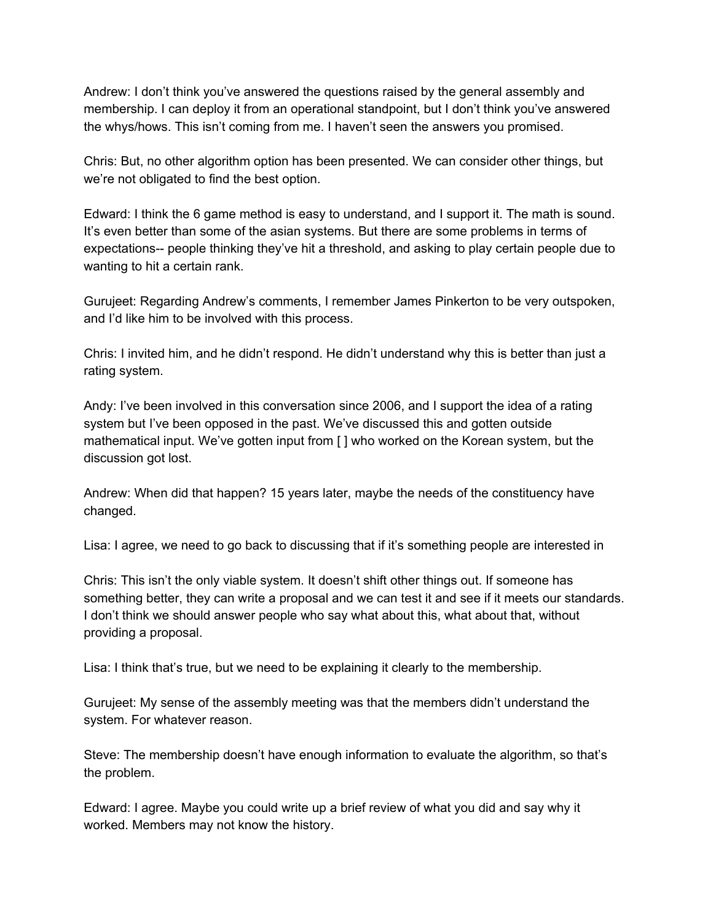Andrew: I don't think you've answered the questions raised by the general assembly and membership. I can deploy it from an operational standpoint, but I don't think you've answered the whys/hows. This isn't coming from me. I haven't seen the answers you promised.

Chris: But, no other algorithm option has been presented. We can consider other things, but we're not obligated to find the best option.

Edward: I think the 6 game method is easy to understand, and I support it. The math is sound. It's even better than some of the asian systems. But there are some problems in terms of expectations-- people thinking they've hit a threshold, and asking to play certain people due to wanting to hit a certain rank.

Gurujeet: Regarding Andrew's comments, I remember James Pinkerton to be very outspoken, and I'd like him to be involved with this process.

Chris: I invited him, and he didn't respond. He didn't understand why this is better than just a rating system.

Andy: I've been involved in this conversation since 2006, and I support the idea of a rating system but I've been opposed in the past. We've discussed this and gotten outside mathematical input. We've gotten input from [ ] who worked on the Korean system, but the discussion got lost.

Andrew: When did that happen? 15 years later, maybe the needs of the constituency have changed.

Lisa: I agree, we need to go back to discussing that if it's something people are interested in

Chris: This isn't the only viable system. It doesn't shift other things out. If someone has something better, they can write a proposal and we can test it and see if it meets our standards. I don't think we should answer people who say what about this, what about that, without providing a proposal.

Lisa: I think that's true, but we need to be explaining it clearly to the membership.

Gurujeet: My sense of the assembly meeting was that the members didn't understand the system. For whatever reason.

Steve: The membership doesn't have enough information to evaluate the algorithm, so that's the problem.

Edward: I agree. Maybe you could write up a brief review of what you did and say why it worked. Members may not know the history.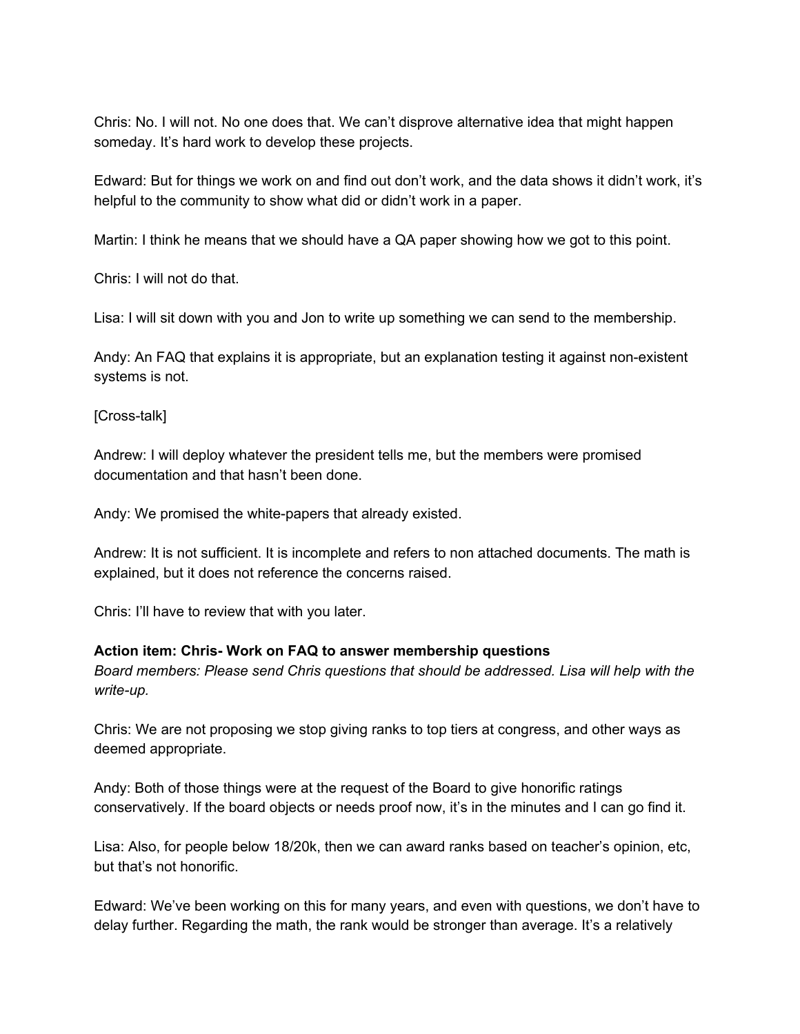Chris: No. I will not. No one does that. We can't disprove alternative idea that might happen someday. It's hard work to develop these projects.

Edward: But for things we work on and find out don't work, and the data shows it didn't work, it's helpful to the community to show what did or didn't work in a paper.

Martin: I think he means that we should have a QA paper showing how we got to this point.

Chris: I will not do that.

Lisa: I will sit down with you and Jon to write up something we can send to the membership.

Andy: An FAQ that explains it is appropriate, but an explanation testing it against non-existent systems is not.

[Cross-talk]

Andrew: I will deploy whatever the president tells me, but the members were promised documentation and that hasn't been done.

Andy: We promised the white-papers that already existed.

Andrew: It is not sufficient. It is incomplete and refers to non attached documents. The math is explained, but it does not reference the concerns raised.

Chris: I'll have to review that with you later.

**Action item: Chris- Work on FAQ to answer membership questions**
*Board members: Please send Chris questions that should be addressed. Lisa will help with the write-up.*

Chris: We are not proposing we stop giving ranks to top tiers at congress, and other ways as deemed appropriate.

Andy: Both of those things were at the request of the Board to give honorific ratings conservatively. If the board objects or needs proof now, it's in the minutes and I can go find it.

Lisa: Also, for people below 18/20k, then we can award ranks based on teacher's opinion, etc, but that's not honorific.

Edward: We've been working on this for many years, and even with questions, we don't have to delay further. Regarding the math, the rank would be stronger than average. It's a relatively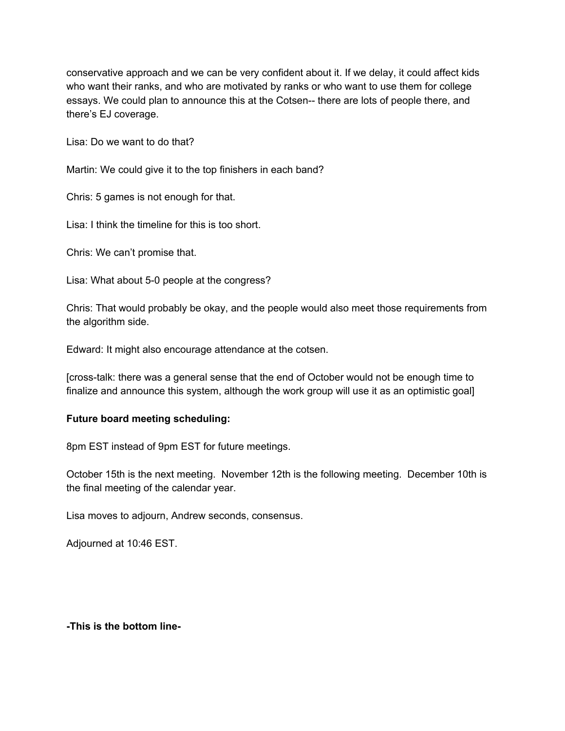conservative approach and we can be very confident about it. If we delay, it could affect kids who want their ranks, and who are motivated by ranks or who want to use them for college essays. We could plan to announce this at the Cotsen-- there are lots of people there, and there's EJ coverage.

Lisa: Do we want to do that?

Martin: We could give it to the top finishers in each band?

Chris: 5 games is not enough for that.

Lisa: I think the timeline for this is too short.

Chris: We can't promise that.

Lisa: What about 5-0 people at the congress?

Chris: That would probably be okay, and the people would also meet those requirements from the algorithm side.

Edward: It might also encourage attendance at the cotsen.

[cross-talk: there was a general sense that the end of October would not be enough time to finalize and announce this system, although the work group will use it as an optimistic goal]

**Future board meeting scheduling:**

8pm EST instead of 9pm EST for future meetings.

October 15th is the next meeting.  November 12th is the following meeting.  December 10th is the final meeting of the calendar year.

Lisa moves to adjourn, Andrew seconds, consensus.

Adjourned at 10:46 EST.

**-This is the bottom line-**